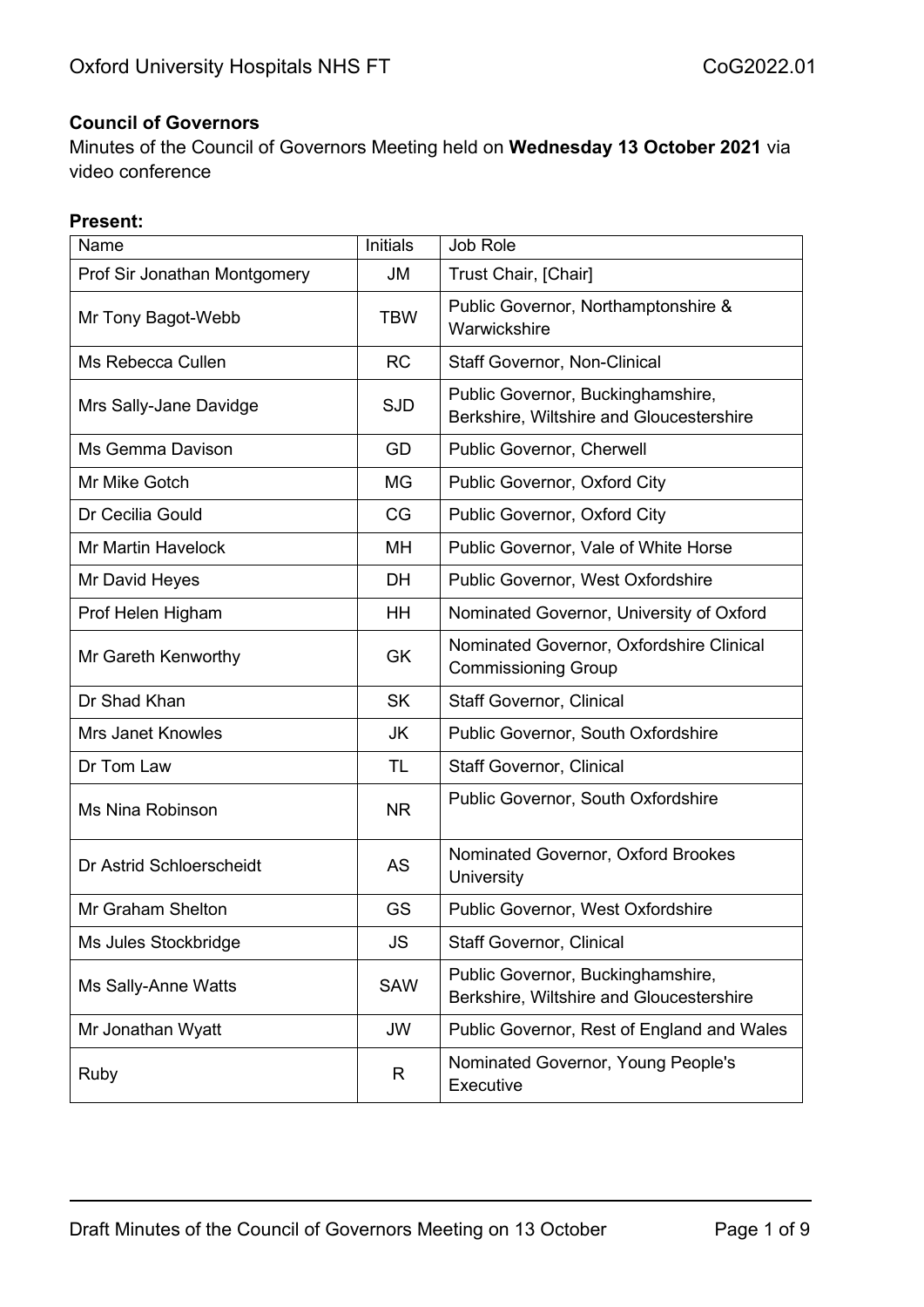**Council of Governors**

Minutes of the Council of Governors Meeting held on **Wednesday 13 October 2021** via video conference

**Present:**

| Name | Initials | Job Role |
|---|---|---|
| Prof Sir Jonathan Montgomery | JM | Trust Chair, [Chair] |
| Mr Tony Bagot-Webb | TBW | Public Governor, Northamptonshire & Warwickshire |
| Ms Rebecca Cullen | RC | Staff Governor, Non-Clinical |
| Mrs Sally-Jane Davidge | SJD | Public Governor, Buckinghamshire, Berkshire, Wiltshire and Gloucestershire |
| Ms Gemma Davison | GD | Public Governor, Cherwell |
| Mr Mike Gotch | MG | Public Governor, Oxford City |
| Dr Cecilia Gould | CG | Public Governor, Oxford City |
| Mr Martin Havelock | MH | Public Governor, Vale of White Horse |
| Mr David Heyes | DH | Public Governor, West Oxfordshire |
| Prof Helen Higham | HH | Nominated Governor, University of Oxford |
| Mr Gareth Kenworthy | GK | Nominated Governor, Oxfordshire Clinical Commissioning Group |
| Dr Shad Khan | SK | Staff Governor, Clinical |
| Mrs Janet Knowles | JK | Public Governor, South Oxfordshire |
| Dr Tom Law | TL | Staff Governor, Clinical |
| Ms Nina Robinson | NR | Public Governor, South Oxfordshire |
| Dr Astrid Schloerscheidt | AS | Nominated Governor, Oxford Brookes University |
| Mr Graham Shelton | GS | Public Governor, West Oxfordshire |
| Ms Jules Stockbridge | JS | Staff Governor, Clinical |
| Ms Sally-Anne Watts | SAW | Public Governor, Buckinghamshire, Berkshire, Wiltshire and Gloucestershire |
| Mr Jonathan Wyatt | JW | Public Governor, Rest of England and Wales |
| Ruby | R | Nominated Governor, Young People's Executive |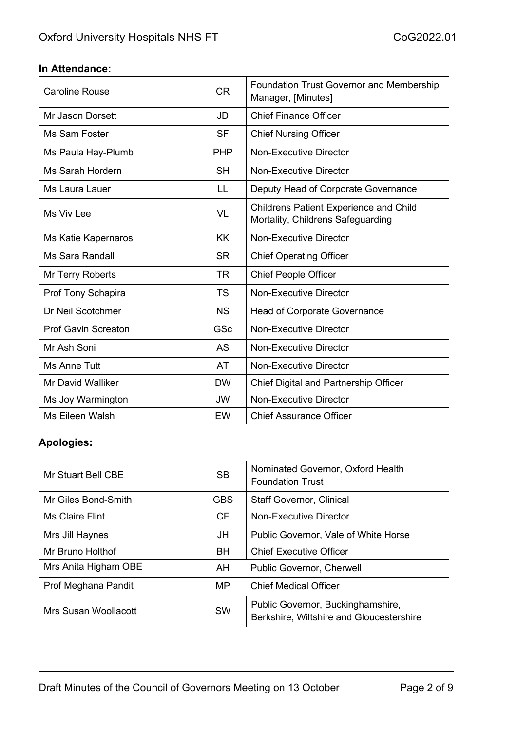**In Attendance:**

| | | |
|---|---|---|
| Caroline Rouse | CR | Foundation Trust Governor and Membership Manager, [Minutes] |
| Mr Jason Dorsett | JD | Chief Finance Officer |
| Ms Sam Foster | SF | Chief Nursing Officer |
| Ms Paula Hay-Plumb | PHP | Non-Executive Director |
| Ms Sarah Hordern | SH | Non-Executive Director |
| Ms Laura Lauer | LL | Deputy Head of Corporate Governance |
| Ms Viv Lee | VL | Childrens Patient Experience and Child Mortality, Childrens Safeguarding |
| Ms Katie Kapernaros | KK | Non-Executive Director |
| Ms Sara Randall | SR | Chief Operating Officer |
| Mr Terry Roberts | TR | Chief People Officer |
| Prof Tony Schapira | TS | Non-Executive Director |
| Dr Neil Scotchmer | NS | Head of Corporate Governance |
| Prof Gavin Screaton | GSc | Non-Executive Director |
| Mr Ash Soni | AS | Non-Executive Director |
| Ms Anne Tutt | AT | Non-Executive Director |
| Mr David Walliker | DW | Chief Digital and Partnership Officer |
| Ms Joy Warmington | JW | Non-Executive Director |
| Ms Eileen Walsh | EW | Chief Assurance Officer |

**Apologies:**

| | | |
|---|---|---|
| Mr Stuart Bell CBE | SB | Nominated Governor, Oxford Health Foundation Trust |
| Mr Giles Bond-Smith | GBS | Staff Governor, Clinical |
| Ms Claire Flint | CF | Non-Executive Director |
| Mrs Jill Haynes | JH | Public Governor, Vale of White Horse |
| Mr Bruno Holthof | BH | Chief Executive Officer |
| Mrs Anita Higham OBE | AH | Public Governor, Cherwell |
| Prof Meghana Pandit | MP | Chief Medical Officer |
| Mrs Susan Woollacott | SW | Public Governor, Buckinghamshire, Berkshire, Wiltshire and Gloucestershire |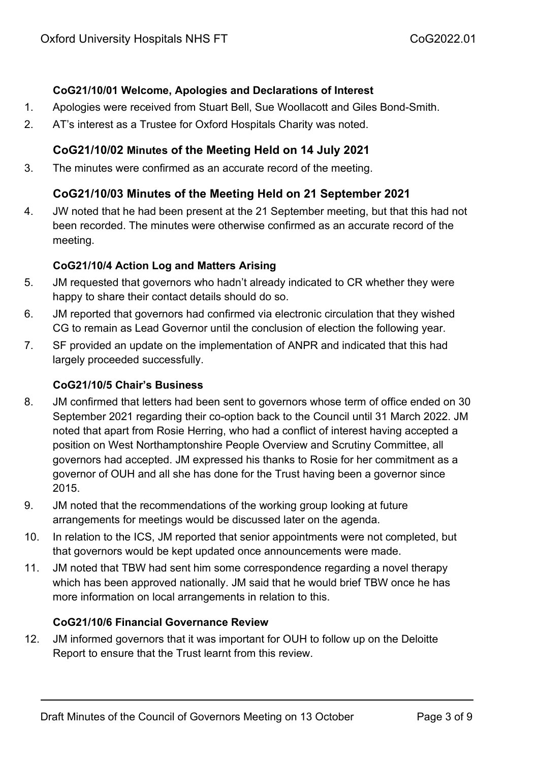### CoG21/10/01 Welcome, Apologies and Declarations of Interest

1. Apologies were received from Stuart Bell, Sue Woollacott and Giles Bond-Smith.
2. AT's interest as a Trustee for Oxford Hospitals Charity was noted.

### CoG21/10/02 Minutes of the Meeting Held on 14 July 2021

3. The minutes were confirmed as an accurate record of the meeting.

### CoG21/10/03 Minutes of the Meeting Held on 21 September 2021

4. JW noted that he had been present at the 21 September meeting, but that this had not been recorded. The minutes were otherwise confirmed as an accurate record of the meeting.

### CoG21/10/4 Action Log and Matters Arising

5. JM requested that governors who hadn't already indicated to CR whether they were happy to share their contact details should do so.
6. JM reported that governors had confirmed via electronic circulation that they wished CG to remain as Lead Governor until the conclusion of election the following year.
7. SF provided an update on the implementation of ANPR and indicated that this had largely proceeded successfully.

### CoG21/10/5 Chair's Business

8. JM confirmed that letters had been sent to governors whose term of office ended on 30 September 2021 regarding their co-option back to the Council until 31 March 2022. JM noted that apart from Rosie Herring, who had a conflict of interest having accepted a position on West Northamptonshire People Overview and Scrutiny Committee, all governors had accepted. JM expressed his thanks to Rosie for her commitment as a governor of OUH and all she has done for the Trust having been a governor since 2015.
9. JM noted that the recommendations of the working group looking at future arrangements for meetings would be discussed later on the agenda.
10. In relation to the ICS, JM reported that senior appointments were not completed, but that governors would be kept updated once announcements were made.
11. JM noted that TBW had sent him some correspondence regarding a novel therapy which has been approved nationally. JM said that he would brief TBW once he has more information on local arrangements in relation to this.

### CoG21/10/6 Financial Governance Review

12. JM informed governors that it was important for OUH to follow up on the Deloitte Report to ensure that the Trust learnt from this review.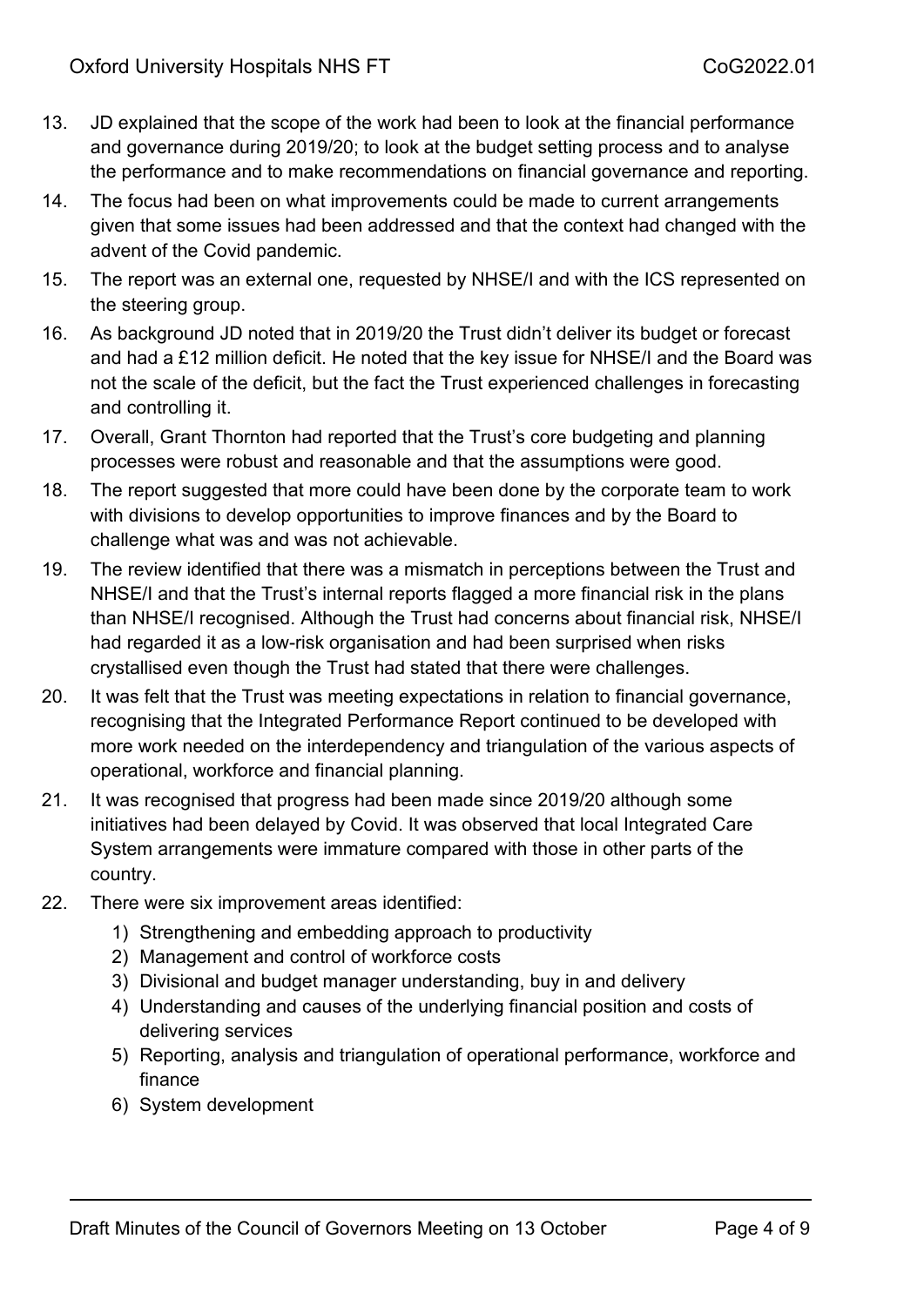13. JD explained that the scope of the work had been to look at the financial performance and governance during 2019/20; to look at the budget setting process and to analyse the performance and to make recommendations on financial governance and reporting.
14. The focus had been on what improvements could be made to current arrangements given that some issues had been addressed and that the context had changed with the advent of the Covid pandemic.
15. The report was an external one, requested by NHSE/I and with the ICS represented on the steering group.
16. As background JD noted that in 2019/20 the Trust didn't deliver its budget or forecast and had a £12 million deficit. He noted that the key issue for NHSE/I and the Board was not the scale of the deficit, but the fact the Trust experienced challenges in forecasting and controlling it.
17. Overall, Grant Thornton had reported that the Trust's core budgeting and planning processes were robust and reasonable and that the assumptions were good.
18. The report suggested that more could have been done by the corporate team to work with divisions to develop opportunities to improve finances and by the Board to challenge what was and was not achievable.
19. The review identified that there was a mismatch in perceptions between the Trust and NHSE/I and that the Trust's internal reports flagged a more financial risk in the plans than NHSE/I recognised. Although the Trust had concerns about financial risk, NHSE/I had regarded it as a low-risk organisation and had been surprised when risks crystallised even though the Trust had stated that there were challenges.
20. It was felt that the Trust was meeting expectations in relation to financial governance, recognising that the Integrated Performance Report continued to be developed with more work needed on the interdependency and triangulation of the various aspects of operational, workforce and financial planning.
21. It was recognised that progress had been made since 2019/20 although some initiatives had been delayed by Covid. It was observed that local Integrated Care System arrangements were immature compared with those in other parts of the country.
22. There were six improvement areas identified:
    1) Strengthening and embedding approach to productivity
    2) Management and control of workforce costs
    3) Divisional and budget manager understanding, buy in and delivery
    4) Understanding and causes of the underlying financial position and costs of delivering services
    5) Reporting, analysis and triangulation of operational performance, workforce and finance
    6) System development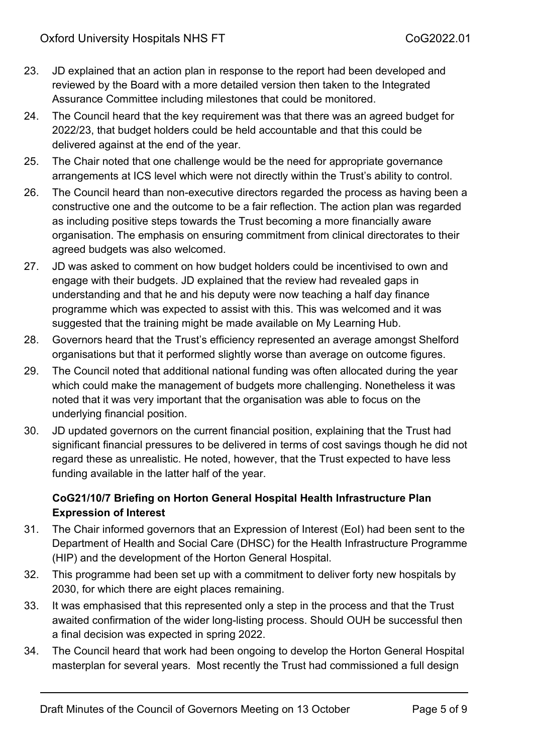23. JD explained that an action plan in response to the report had been developed and reviewed by the Board with a more detailed version then taken to the Integrated Assurance Committee including milestones that could be monitored.
24. The Council heard that the key requirement was that there was an agreed budget for 2022/23, that budget holders could be held accountable and that this could be delivered against at the end of the year.
25. The Chair noted that one challenge would be the need for appropriate governance arrangements at ICS level which were not directly within the Trust's ability to control.
26. The Council heard than non-executive directors regarded the process as having been a constructive one and the outcome to be a fair reflection. The action plan was regarded as including positive steps towards the Trust becoming a more financially aware organisation. The emphasis on ensuring commitment from clinical directorates to their agreed budgets was also welcomed.
27. JD was asked to comment on how budget holders could be incentivised to own and engage with their budgets. JD explained that the review had revealed gaps in understanding and that he and his deputy were now teaching a half day finance programme which was expected to assist with this. This was welcomed and it was suggested that the training might be made available on My Learning Hub.
28. Governors heard that the Trust's efficiency represented an average amongst Shelford organisations but that it performed slightly worse than average on outcome figures.
29. The Council noted that additional national funding was often allocated during the year which could make the management of budgets more challenging. Nonetheless it was noted that it was very important that the organisation was able to focus on the underlying financial position.
30. JD updated governors on the current financial position, explaining that the Trust had significant financial pressures to be delivered in terms of cost savings though he did not regard these as unrealistic. He noted, however, that the Trust expected to have less funding available in the latter half of the year.

**CoG21/10/7 Briefing on Horton General Hospital Health Infrastructure Plan Expression of Interest**

31. The Chair informed governors that an Expression of Interest (EoI) had been sent to the Department of Health and Social Care (DHSC) for the Health Infrastructure Programme (HIP) and the development of the Horton General Hospital.
32. This programme had been set up with a commitment to deliver forty new hospitals by 2030, for which there are eight places remaining.
33. It was emphasised that this represented only a step in the process and that the Trust awaited confirmation of the wider long-listing process. Should OUH be successful then a final decision was expected in spring 2022.
34. The Council heard that work had been ongoing to develop the Horton General Hospital masterplan for several years. Most recently the Trust had commissioned a full design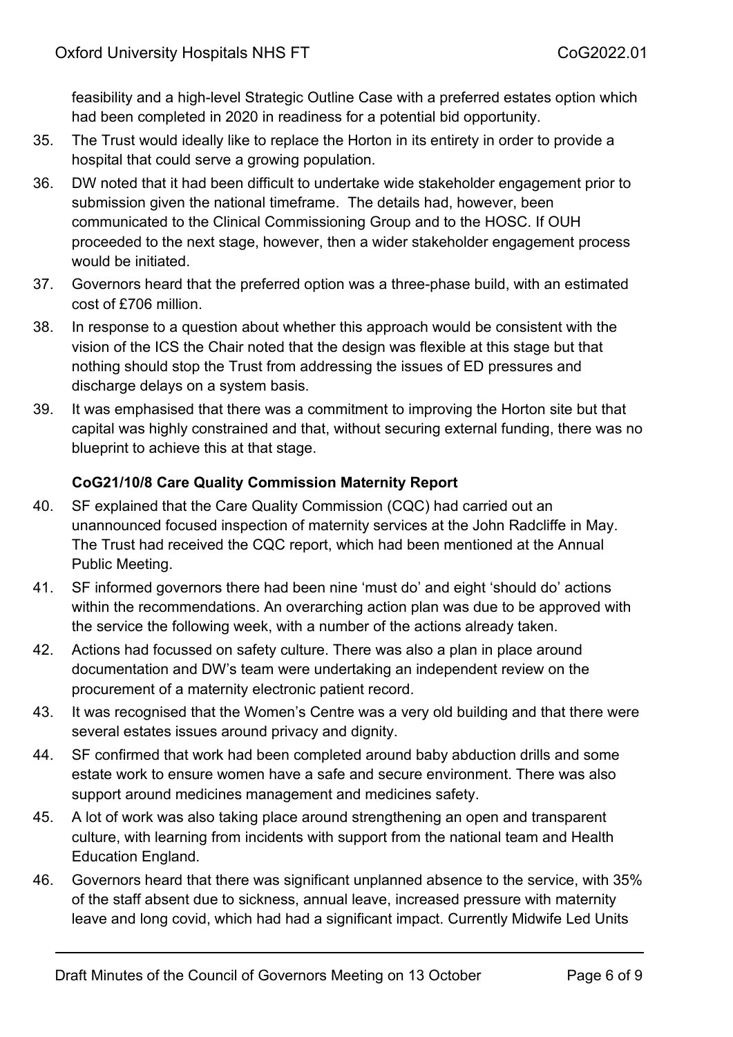feasibility and a high-level Strategic Outline Case with a preferred estates option which had been completed in 2020 in readiness for a potential bid opportunity.

35. The Trust would ideally like to replace the Horton in its entirety in order to provide a hospital that could serve a growing population.
36. DW noted that it had been difficult to undertake wide stakeholder engagement prior to submission given the national timeframe. The details had, however, been communicated to the Clinical Commissioning Group and to the HOSC. If OUH proceeded to the next stage, however, then a wider stakeholder engagement process would be initiated.
37. Governors heard that the preferred option was a three-phase build, with an estimated cost of £706 million.
38. In response to a question about whether this approach would be consistent with the vision of the ICS the Chair noted that the design was flexible at this stage but that nothing should stop the Trust from addressing the issues of ED pressures and discharge delays on a system basis.
39. It was emphasised that there was a commitment to improving the Horton site but that capital was highly constrained and that, without securing external funding, there was no blueprint to achieve this at that stage.

**CoG21/10/8 Care Quality Commission Maternity Report**

40. SF explained that the Care Quality Commission (CQC) had carried out an unannounced focused inspection of maternity services at the John Radcliffe in May. The Trust had received the CQC report, which had been mentioned at the Annual Public Meeting.
41. SF informed governors there had been nine 'must do' and eight 'should do' actions within the recommendations. An overarching action plan was due to be approved with the service the following week, with a number of the actions already taken.
42. Actions had focussed on safety culture. There was also a plan in place around documentation and DW's team were undertaking an independent review on the procurement of a maternity electronic patient record.
43. It was recognised that the Women's Centre was a very old building and that there were several estates issues around privacy and dignity.
44. SF confirmed that work had been completed around baby abduction drills and some estate work to ensure women have a safe and secure environment. There was also support around medicines management and medicines safety.
45. A lot of work was also taking place around strengthening an open and transparent culture, with learning from incidents with support from the national team and Health Education England.
46. Governors heard that there was significant unplanned absence to the service, with 35% of the staff absent due to sickness, annual leave, increased pressure with maternity leave and long covid, which had had a significant impact. Currently Midwife Led Units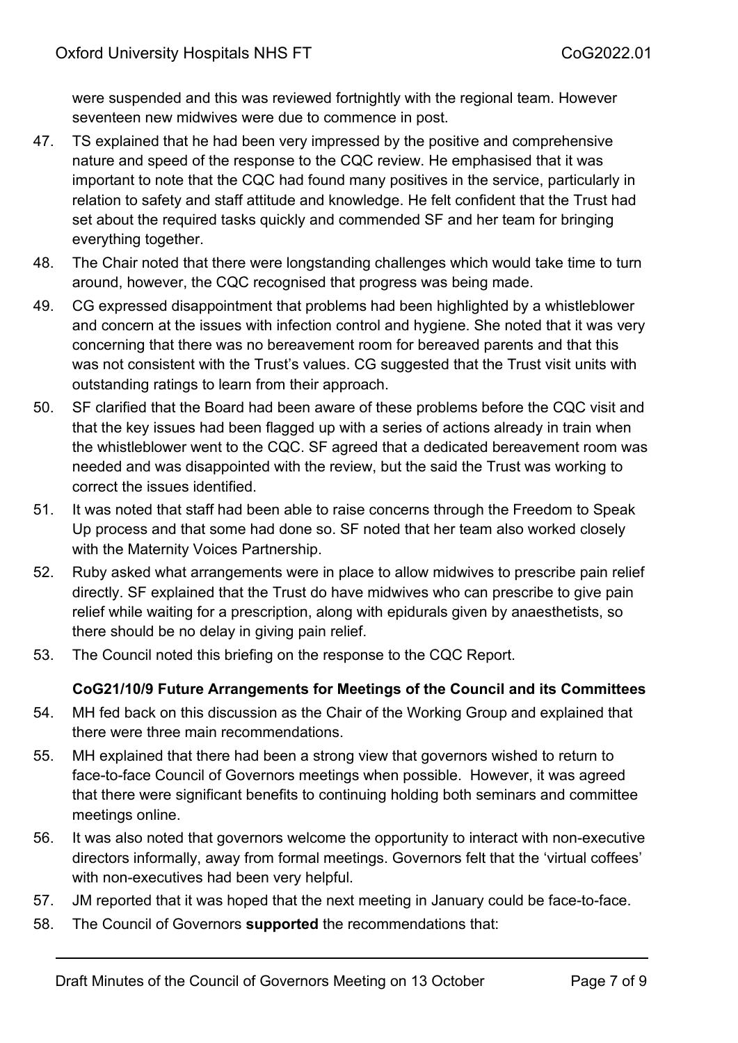were suspended and this was reviewed fortnightly with the regional team. However seventeen new midwives were due to commence in post.

47. TS explained that he had been very impressed by the positive and comprehensive nature and speed of the response to the CQC review. He emphasised that it was important to note that the CQC had found many positives in the service, particularly in relation to safety and staff attitude and knowledge. He felt confident that the Trust had set about the required tasks quickly and commended SF and her team for bringing everything together.

48. The Chair noted that there were longstanding challenges which would take time to turn around, however, the CQC recognised that progress was being made.

49. CG expressed disappointment that problems had been highlighted by a whistleblower and concern at the issues with infection control and hygiene. She noted that it was very concerning that there was no bereavement room for bereaved parents and that this was not consistent with the Trust's values. CG suggested that the Trust visit units with outstanding ratings to learn from their approach.

50. SF clarified that the Board had been aware of these problems before the CQC visit and that the key issues had been flagged up with a series of actions already in train when the whistleblower went to the CQC. SF agreed that a dedicated bereavement room was needed and was disappointed with the review, but the said the Trust was working to correct the issues identified.

51. It was noted that staff had been able to raise concerns through the Freedom to Speak Up process and that some had done so. SF noted that her team also worked closely with the Maternity Voices Partnership.

52. Ruby asked what arrangements were in place to allow midwives to prescribe pain relief directly. SF explained that the Trust do have midwives who can prescribe to give pain relief while waiting for a prescription, along with epidurals given by anaesthetists, so there should be no delay in giving pain relief.

53. The Council noted this briefing on the response to the CQC Report.

**CoG21/10/9 Future Arrangements for Meetings of the Council and its Committees**

54. MH fed back on this discussion as the Chair of the Working Group and explained that there were three main recommendations.

55. MH explained that there had been a strong view that governors wished to return to face-to-face Council of Governors meetings when possible. However, it was agreed that there were significant benefits to continuing holding both seminars and committee meetings online.

56. It was also noted that governors welcome the opportunity to interact with non-executive directors informally, away from formal meetings. Governors felt that the 'virtual coffees' with non-executives had been very helpful.

57. JM reported that it was hoped that the next meeting in January could be face-to-face.

58. The Council of Governors **supported** the recommendations that: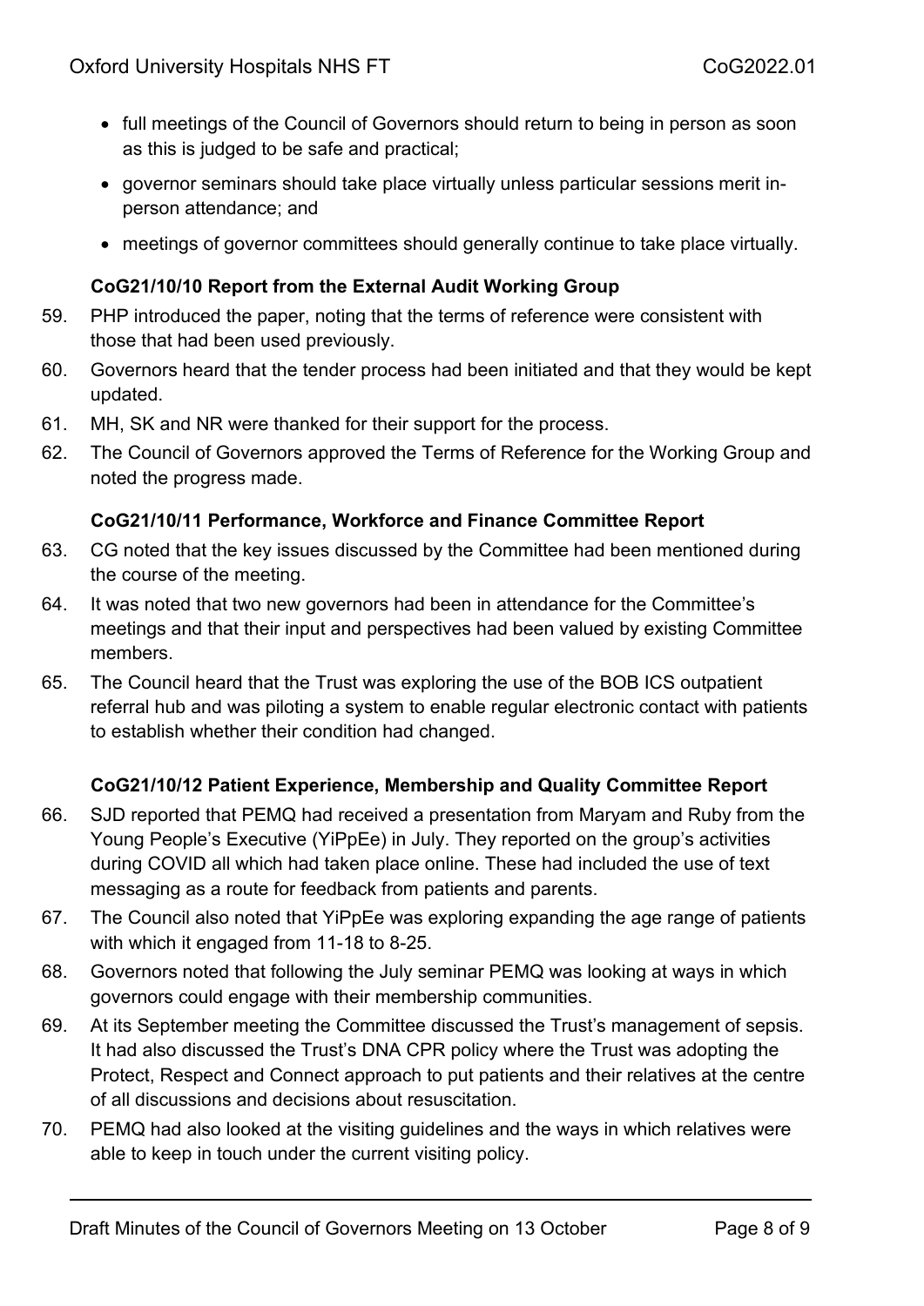- full meetings of the Council of Governors should return to being in person as soon as this is judged to be safe and practical;
- governor seminars should take place virtually unless particular sessions merit in-person attendance; and
- meetings of governor committees should generally continue to take place virtually.

**CoG21/10/10 Report from the External Audit Working Group**

59. PHP introduced the paper, noting that the terms of reference were consistent with those that had been used previously.
60. Governors heard that the tender process had been initiated and that they would be kept updated.
61. MH, SK and NR were thanked for their support for the process.
62. The Council of Governors approved the Terms of Reference for the Working Group and noted the progress made.

**CoG21/10/11 Performance, Workforce and Finance Committee Report**

63. CG noted that the key issues discussed by the Committee had been mentioned during the course of the meeting.
64. It was noted that two new governors had been in attendance for the Committee's meetings and that their input and perspectives had been valued by existing Committee members.
65. The Council heard that the Trust was exploring the use of the BOB ICS outpatient referral hub and was piloting a system to enable regular electronic contact with patients to establish whether their condition had changed.

**CoG21/10/12 Patient Experience, Membership and Quality Committee Report**

66. SJD reported that PEMQ had received a presentation from Maryam and Ruby from the Young People's Executive (YiPpEe) in July. They reported on the group's activities during COVID all which had taken place online. These had included the use of text messaging as a route for feedback from patients and parents.
67. The Council also noted that YiPpEe was exploring expanding the age range of patients with which it engaged from 11-18 to 8-25.
68. Governors noted that following the July seminar PEMQ was looking at ways in which governors could engage with their membership communities.
69. At its September meeting the Committee discussed the Trust's management of sepsis. It had also discussed the Trust's DNA CPR policy where the Trust was adopting the Protect, Respect and Connect approach to put patients and their relatives at the centre of all discussions and decisions about resuscitation.
70. PEMQ had also looked at the visiting guidelines and the ways in which relatives were able to keep in touch under the current visiting policy.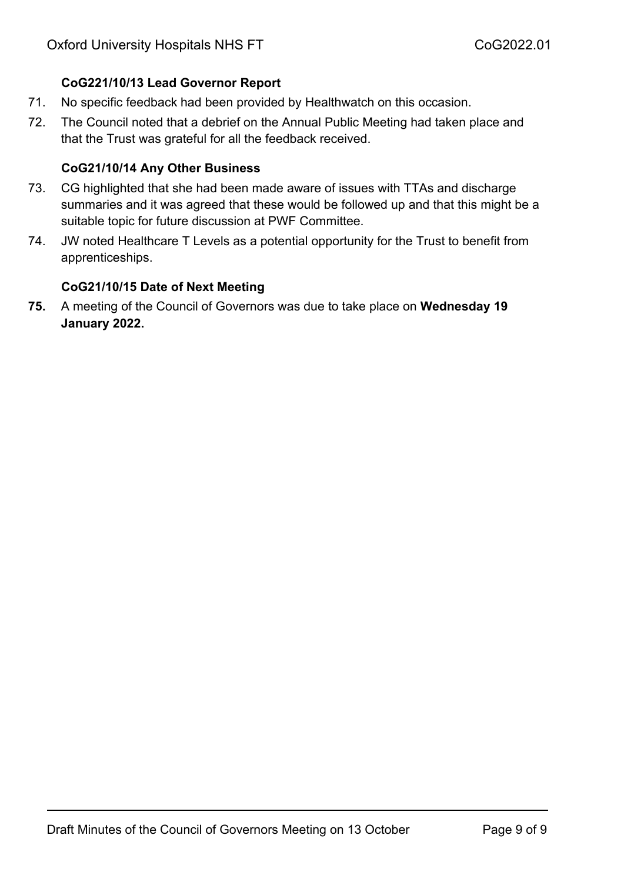**CoG221/10/13 Lead Governor Report**

71. No specific feedback had been provided by Healthwatch on this occasion.
72. The Council noted that a debrief on the Annual Public Meeting had taken place and that the Trust was grateful for all the feedback received.

**CoG21/10/14 Any Other Business**

73. CG highlighted that she had been made aware of issues with TTAs and discharge summaries and it was agreed that these would be followed up and that this might be a suitable topic for future discussion at PWF Committee.
74. JW noted Healthcare T Levels as a potential opportunity for the Trust to benefit from apprenticeships.

**CoG21/10/15 Date of Next Meeting**

**75.** A meeting of the Council of Governors was due to take place on **Wednesday 19 January 2022.**